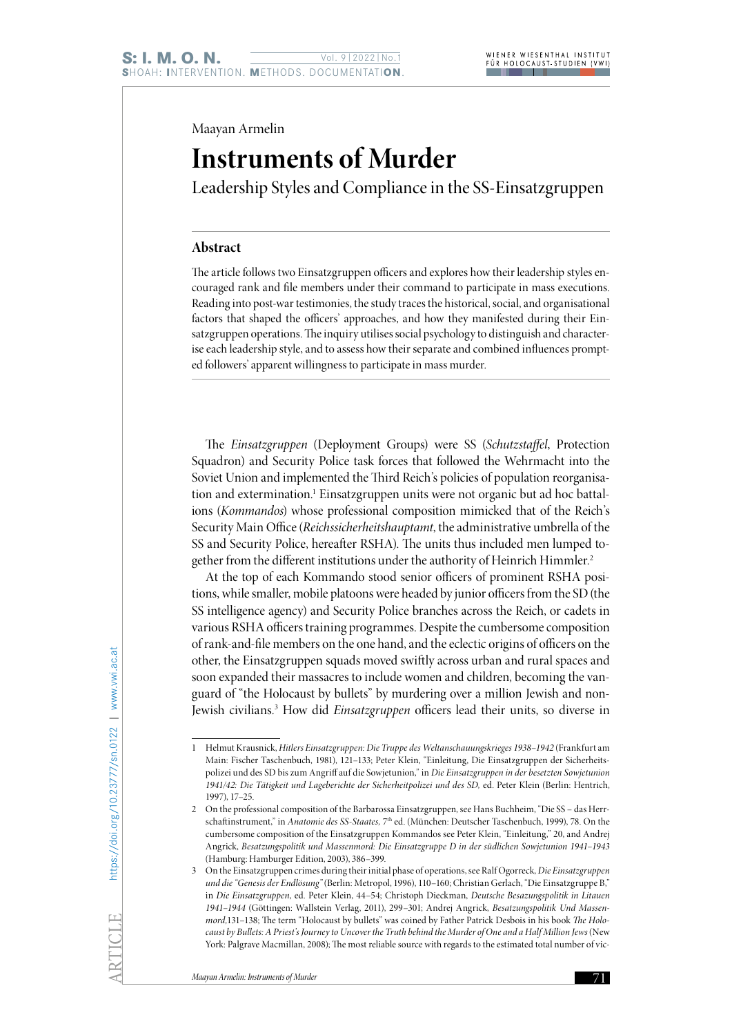Maayan Armelin

# Instruments of Murder

## Leadership Styles and Compliance in the SS-Einsatzgruppen

### Abstract

The article follows two Einsatzgruppen officers and explores how their leadership styles encouraged rank and file members under their command to participate in mass executions. Reading into post-war testimonies, the study traces the historical, social, and organisational factors that shaped the officers' approaches, and how they manifested during their Einsatzgruppen operations. The inquiry utilises social psychology to distinguish and characterise each leadership style, and to assess how their separate and combined influences prompted followers' apparent willingness to participate in mass murder.

The *Einsatzgruppen* (Deployment Groups) were SS (*Schutzstaffel*, Protection Squadron) and Security Police task forces that followed the Wehrmacht into the Soviet Union and implemented the Third Reich's policies of population reorganisation and extermination.[1] Einsatzgruppen units were not organic but ad hoc battalions (*Kommandos*) whose professional composition mimicked that of the Reich's Security Main Office (*Reichssicherheitshauptamt*, the administrative umbrella of the SS and Security Police, hereafter RSHA). The units thus included men lumped together from the different institutions under the authority of Heinrich Himmler.[2]

At the top of each Kommando stood senior officers of prominent RSHA positions, while smaller, mobile platoons were headed by junior officers from the SD (the SS intelligence agency) and Security Police branches across the Reich, or cadets in various RSHA officers training programmes. Despite the cumbersome composition of rank-and-file members on the one hand, and the eclectic origins of officers on the other, the Einsatzgruppen squads moved swiftly across urban and rural spaces and soon expanded their massacres to include women and children, becoming the vanguard of "the Holocaust by bullets" by murdering over a million Jewish and non-Jewish civilians.[3] How did *Einsatzgruppen* officers lead their units, so diverse in

---

1 Helmut Krausnick, *Hitlers Einsatzgruppen: Die Truppe des Weltanschauungskrieges 1938–1942* (Frankfurt am Main: Fischer Taschenbuch, 1981), 121–133; Peter Klein, "Einleitung, Die Einsatzgruppen der Sicherheitspolizei und des SD bis zum Angriff auf die Sowjetunion," in *Die Einsatzgruppen in der besetzten Sowjetunion 1941/42: Die Tätigkeit und Lageberichte der Sicherheitpolizei und des SD,* ed. Peter Klein (Berlin: Hentrich, 1997), 17–25.

2 On the professional composition of the Barbarossa Einsatzgruppen, see Hans Buchheim, "Die SS – das Herrschaftinstrument," in *Anatomie des SS-Staates,* 7th ed. (München: Deutscher Taschenbuch, 1999), 78. On the cumbersome composition of the Einsatzgruppen Kommandos see Peter Klein, "Einleitung," 20, and Andrej Angrick, *Besatzungspolitik und Massenmord: Die Einsatzgruppe D in der südlichen Sowjetunion 1941–1943* (Hamburg: Hamburger Edition, 2003), 386–399.

3 On the Einsatzgruppen crimes during their initial phase of operations, see Ralf Ogorreck, *Die Einsatzgruppen und die "Genesis der Endlösung"* (Berlin: Metropol, 1996), 110–160; Christian Gerlach, "Die Einsatzgruppe B," in *Die Einsatzgruppen*, ed. Peter Klein, 44–54; Christoph Dieckman, *Deutsche Besazungspolitik in Litauen 1941–1944* (Göttingen: Wallstein Verlag, 2011), 299–301; Andrej Angrick, *Besatzungspolitik Und Massenmord,*131–138; The term "Holocaust by bullets" was coined by Father Patrick Desbois in his book *The Holocaust by Bullets: A Priest's Journey to Uncover the Truth behind the Murder of One and a Half Million Jews* (New York: Palgrave Macmillan, 2008); The most reliable source with regards to the estimated total number of vic-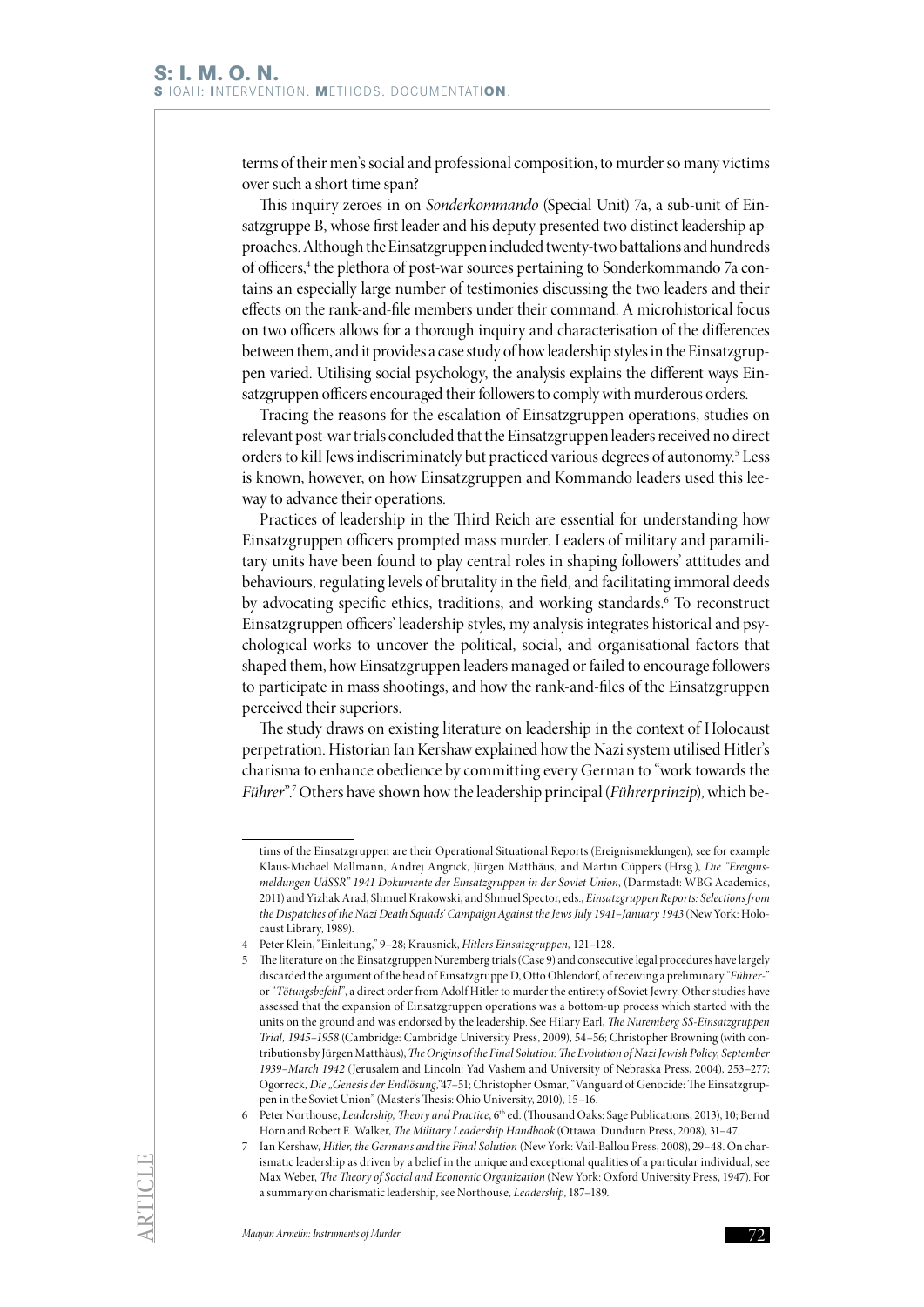terms of their men's social and professional composition, to murder so many victims over such a short time span?

This inquiry zeroes in on *Sonderkommando* (Special Unit) 7a, a sub-unit of Einsatzgruppe B, whose first leader and his deputy presented two distinct leadership approaches. Although the Einsatzgruppen included twenty-two battalions and hundreds of officers,[4] the plethora of post-war sources pertaining to Sonderkommando 7a contains an especially large number of testimonies discussing the two leaders and their effects on the rank-and-file members under their command. A microhistorical focus on two officers allows for a thorough inquiry and characterisation of the differences between them, and it provides a case study of how leadership styles in the Einsatzgruppen varied. Utilising social psychology, the analysis explains the different ways Einsatzgruppen officers encouraged their followers to comply with murderous orders.

Tracing the reasons for the escalation of Einsatzgruppen operations, studies on relevant post-war trials concluded that the Einsatzgruppen leaders received no direct orders to kill Jews indiscriminately but practiced various degrees of autonomy.[5] Less is known, however, on how Einsatzgruppen and Kommando leaders used this leeway to advance their operations.

Practices of leadership in the Third Reich are essential for understanding how Einsatzgruppen officers prompted mass murder. Leaders of military and paramilitary units have been found to play central roles in shaping followers' attitudes and behaviours, regulating levels of brutality in the field, and facilitating immoral deeds by advocating specific ethics, traditions, and working standards.[6] To reconstruct Einsatzgruppen officers' leadership styles, my analysis integrates historical and psychological works to uncover the political, social, and organisational factors that shaped them, how Einsatzgruppen leaders managed or failed to encourage followers to participate in mass shootings, and how the rank-and-files of the Einsatzgruppen perceived their superiors.

The study draws on existing literature on leadership in the context of Holocaust perpetration. Historian Ian Kershaw explained how the Nazi system utilised Hitler's charisma to enhance obedience by committing every German to "work towards the *Führer*".[7] Others have shown how the leadership principal (*Führerprinzip*), which be-

---

tims of the Einsatzgruppen are their Operational Situational Reports (Ereignismeldungen), see for example Klaus-Michael Mallmann, Andrej Angrick, Jürgen Matthäus, and Martin Cüppers (Hrsg.), *Die "Ereignismeldungen UdSSR" 1941 Dokumente der Einsatzgruppen in der Soviet Union*, (Darmstadt: WBG Academics, 2011) and Yizhak Arad, Shmuel Krakowski, and Shmuel Spector, eds., *Einsatzgruppen Reports: Selections from the Dispatches of the Nazi Death Squads' Campaign Against the Jews July 1941–January 1943* (New York: Holocaust Library, 1989).

4 Peter Klein, "Einleitung," 9–28; Krausnick, *Hitlers Einsatzgruppen*, 121–128.

5 The literature on the Einsatzgruppen Nuremberg trials (Case 9) and consecutive legal procedures have largely discarded the argument of the head of Einsatzgruppe D, Otto Ohlendorf, of receiving a preliminary "*Führer-*" or "*Tötungsbefehl*", a direct order from Adolf Hitler to murder the entirety of Soviet Jewry. Other studies have assessed that the expansion of Einsatzgruppen operations was a bottom-up process which started with the units on the ground and was endorsed by the leadership. See Hilary Earl, *The Nuremberg SS-Einsatzgruppen Trial, 1945–1958* (Cambridge: Cambridge University Press, 2009), 54–56; Christopher Browning (with contributions by Jürgen Matthäus), *The Origins of the Final Solution: The Evolution of Nazi Jewish Policy, September 1939–March 1942* (Jerusalem and Lincoln: Yad Vashem and University of Nebraska Press, 2004), 253–277; Ogorreck, *Die „Genesis der Endlösung,"*47–51; Christopher Osmar, "Vanguard of Genocide: The Einsatzgruppen in the Soviet Union" (Master's Thesis: Ohio University, 2010), 15–16.

6 Peter Northouse, *Leadership, Theory and Practice*, 6th ed. (Thousand Oaks: Sage Publications, 2013), 10; Bernd Horn and Robert E. Walker, *The Military Leadership Handbook* (Ottawa: Dundurn Press, 2008), 31–47.

7 Ian Kershaw, *Hitler, the Germans and the Final Solution* (New York: Vail-Ballou Press, 2008), 29–48. On charismatic leadership as driven by a belief in the unique and exceptional qualities of a particular individual, see Max Weber, *The Theory of Social and Economic Organization* (New York: Oxford University Press, 1947). For a summary on charismatic leadership, see Northouse, *Leadership*, 187–189.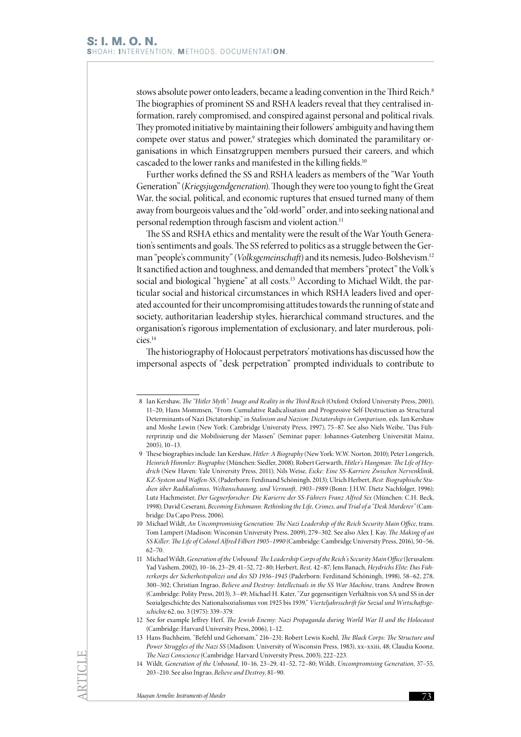stows absolute power onto leaders, became a leading convention in the Third Reich.[8] The biographies of prominent SS and RSHA leaders reveal that they centralised information, rarely compromised, and conspired against personal and political rivals. They promoted initiative by maintaining their followers' ambiguity and having them compete over status and power,[9] strategies which dominated the paramilitary organisations in which Einsatzgruppen members pursued their careers, and which cascaded to the lower ranks and manifested in the killing fields.[10]

Further works defined the SS and RSHA leaders as members of the "War Youth Generation" (*Kriegsjugendgeneration*). Though they were too young to fight the Great War, the social, political, and economic ruptures that ensued turned many of them away from bourgeois values and the "old-world" order, and into seeking national and personal redemption through fascism and violent action.[11]

The SS and RSHA ethics and mentality were the result of the War Youth Generation's sentiments and goals. The SS referred to politics as a struggle between the German "people's community" (*Volksgemeinschaft*) and its nemesis, Judeo-Bolshevism.[12] It sanctified action and toughness, and demanded that members "protect" the Volk's social and biological "hygiene" at all costs.[13] According to Michael Wildt, the particular social and historical circumstances in which RSHA leaders lived and operated accounted for their uncompromising attitudes towards the running of state and society, authoritarian leadership styles, hierarchical command structures, and the organisation's rigorous implementation of exclusionary, and later murderous, policies.[14]

The historiography of Holocaust perpetrators' motivations has discussed how the impersonal aspects of "desk perpetration" prompted individuals to contribute to

---

8 Ian Kershaw, *The "Hitler Myth": Image and Reality in the Third Reich* (Oxford: Oxford University Press, 2001), 11–20; Hans Mommsen, "From Cumulative Radicalisation and Progressive Self-Destruction as Structural Determinants of Nazi Dictatorship," in *Stalinism and Nazism: Dictatorships in Comparison*, eds. Ian Kershaw and Moshe Lewin (New York: Cambridge University Press, 1997), 75–87. See also Niels Weibe, "Das Führerprinzip und die Mobilisierung der Massen" (Seminar paper: Johannes-Gutenberg Universität Mainz, 2005), 10–13.

9 These biographies include: Ian Kershaw, *Hitler: A Biography* (New York: W.W. Norton, 2010); Peter Longerich, *Heinrich Himmler: Biographie* (München: Siedler, 2008); Robert Gerwarth, *Hitler's Hangman: The Life of Heydrich* (New Haven: Yale University Press, 2011); Nils Weise, *Eicke: Eine SS-Karriere Zwischen Nervenklinik, KZ-System und Waffen-SS*, (Paderborn: Ferdinand Schöningh, 2013); Ulrich Herbert, *Best: Biographische Studien über Radikalismus, Weltanschauung, und Vernunft, 1903–1989* (Bonn: J.H.W. Dietz Nachfolger, 1996); Lutz Hachmeister, *Der Gegnerforscher: Die Karierre der SS-Führers Franz Alfred Six* (München: C.H. Beck, 1998); David Ceserani, *Becoming Eichmann: Rethinking the Life, Crimes, and Trial of a "Desk Murderer"* (Cambridge: Da Capo Press, 2006).

10 Michael Wildt, *An Uncompromising Generation: The Nazi Leadership of the Reich Security Main Office*, trans. Tom Lampert (Madison: Wisconsin University Press, 2009), 279–302. See also Alex J. Kay, *The Making of an SS Killer: The Life of Colonel Alfred Filbert 1905–1990* (Cambridge: Cambridge University Press, 2016), 50–56, 62–70.

11 Michael Wildt, *Generation of the Unbound: The Leadership Corps of the Reich's Security Main Office* (Jerusalem: Yad Vashem, 2002), 10–16, 23–29, 41–52, 72–80; Herbert, *Best*, 42–87; Jens Banach, *Heydrichs Elite: Das Führerkorps der Sicherheitspolizei und des SD 1936–1945* (Paderborn: Ferdinand Schöningh, 1998), 58–62, 278, 300–302; Christian Ingrao, *Believe and Destroy: Intellectuals in the SS War Machine*, trans. Andrew Brown (Cambridge: Polity Press, 2013), 3–49; Michael H. Kater, "Zur gegenseitigen Verhältnis von SA und SS in der Sozialgeschichte des Nationalsozialismus von 1925 bis 1939," *Vierteljahrsschrift für Sozial und Wirtschaftsgeschichte* 62, no. 3 (1975): 339–379.

12 See for example Jeffrey Herf, *The Jewish Enemy: Nazi Propaganda during World War II and the Holocaust* (Cambridge: Harvard University Press, 2006), 1–12.

13 Hans Buchheim, "Befehl und Gehorsam," 216–231; Robert Lewis Koehl, *The Black Corps: The Structure and Power Struggles of the Nazi SS* (Madison: University of Wisconsin Press, 1983), xx–xxiii, 48; Claudia Koonz, *The Nazi Conscience* (Cambridge: Harvard University Press, 2003), 222–223.

14 Wildt, *Generation of the Unbound*, 10–16, 23–29, 41–52, 72–80; Wildt, *Uncompromising Generation*, 37–55, 203–210. See also Ingrao, *Believe and Destroy*, 81–90.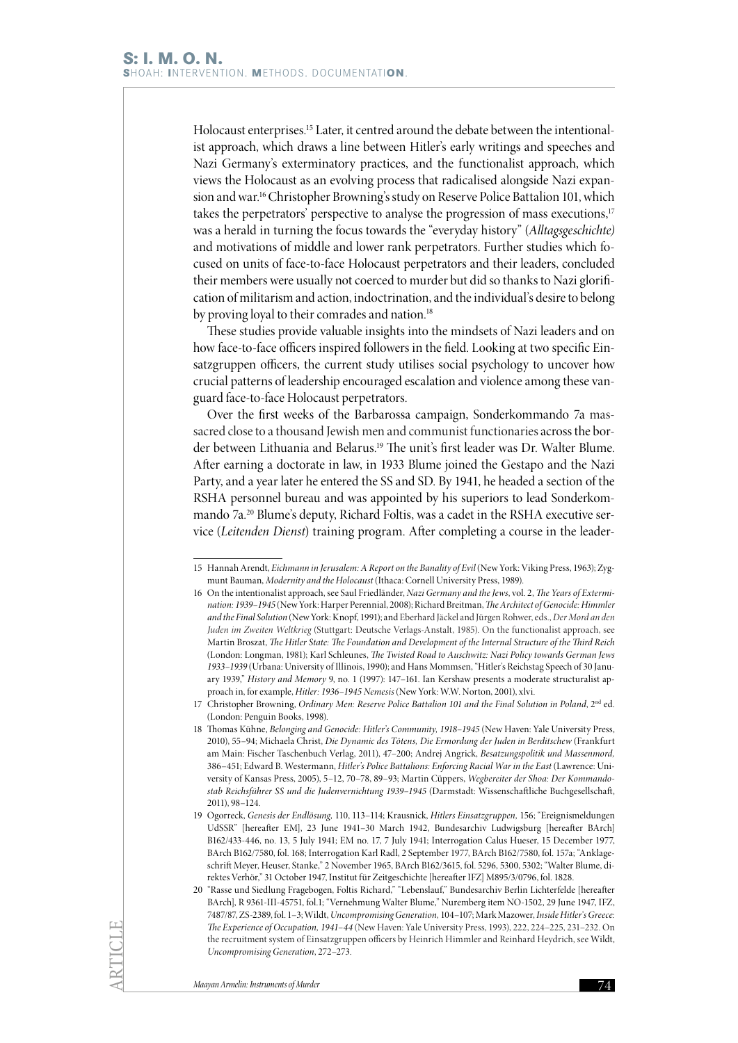Holocaust enterprises.[15] Later, it centred around the debate between the intentionalist approach, which draws a line between Hitler's early writings and speeches and Nazi Germany's exterminatory practices, and the functionalist approach, which views the Holocaust as an evolving process that radicalised alongside Nazi expansion and war.[16] Christopher Browning's study on Reserve Police Battalion 101, which takes the perpetrators' perspective to analyse the progression of mass executions,[17] was a herald in turning the focus towards the "everyday history" (*Alltagsgeschichte)* and motivations of middle and lower rank perpetrators. Further studies which focused on units of face-to-face Holocaust perpetrators and their leaders, concluded their members were usually not coerced to murder but did so thanks to Nazi glorification of militarism and action, indoctrination, and the individual's desire to belong by proving loyal to their comrades and nation.[18]

These studies provide valuable insights into the mindsets of Nazi leaders and on how face-to-face officers inspired followers in the field. Looking at two specific Einsatzgruppen officers, the current study utilises social psychology to uncover how crucial patterns of leadership encouraged escalation and violence among these vanguard face-to-face Holocaust perpetrators.

Over the first weeks of the Barbarossa campaign, Sonderkommando 7a massacred close to a thousand Jewish men and communist functionaries across the border between Lithuania and Belarus.[19] The unit's first leader was Dr. Walter Blume. After earning a doctorate in law, in 1933 Blume joined the Gestapo and the Nazi Party, and a year later he entered the SS and SD. By 1941, he headed a section of the RSHA personnel bureau and was appointed by his superiors to lead Sonderkommando 7a.[20] Blume's deputy, Richard Foltis, was a cadet in the RSHA executive service (*Leitenden Dienst*) training program. After completing a course in the leader-

---

15 Hannah Arendt, *Eichmann in Jerusalem: A Report on the Banality of Evil* (New York: Viking Press, 1963); Zygmunt Bauman, *Modernity and the Holocaust* (Ithaca: Cornell University Press, 1989).

16 On the intentionalist approach, see Saul Friedländer, *Nazi Germany and the Jews*, vol. 2, *The Years of Extermination: 1939–1945* (New York: Harper Perennial, 2008); Richard Breitman, *The Architect of Genocide: Himmler and the Final Solution* (New York: Knopf, 1991); and Eberhard Jäckel and Jürgen Rohwer, eds., *Der Mord an den Juden im Zweiten Weltkrieg* (Stuttgart: Deutsche Verlags-Anstalt, 1985). On the functionalist approach, see Martin Broszat, *The Hitler State: The Foundation and Development of the Internal Structure of the Third Reich* (London: Longman, 1981); Karl Schleunes, *The Twisted Road to Auschwitz: Nazi Policy towards German Jews 1933–1939* (Urbana: University of Illinois, 1990); and Hans Mommsen, "Hitler's Reichstag Speech of 30 January 1939," *History and Memory* 9, no. 1 (1997): 147–161. Ian Kershaw presents a moderate structuralist approach in, for example, *Hitler: 1936–1945 Nemesis* (New York: W.W. Norton, 2001), xlvi.

17 Christopher Browning, *Ordinary Men: Reserve Police Battalion 101 and the Final Solution in Poland*, 2nd ed. (London: Penguin Books, 1998).

18 Thomas Kühne, *Belonging and Genocide: Hitler's Community, 1918–1945* (New Haven: Yale University Press, 2010), 55–94; Michaela Christ, *Die Dynamic des Tötens, Die Ermordung der Juden in Berditschew* (Frankfurt am Main: Fischer Taschenbuch Verlag, 2011), 47–200; Andrej Angrick, *Besatzungspolitik und Massenmord,* 386–451; Edward B. Westermann, *Hitler's Police Battalions: Enforcing Racial War in the East* (Lawrence: University of Kansas Press, 2005), 5–12, 70–78, 89–93; Martin Cüppers, *Wegbereiter der Shoa: Der Kommandostab Reichsführer SS und die Judenvernichtung 1939–1945* (Darmstadt: Wissenschaftliche Buchgesellschaft, 2011), 98–124.

19 Ogorreck, *Genesis der Endlösung,* 110, 113–114; Krausnick, *Hitlers Einsatzgruppen,* 156; "Ereignismeldungen UdSSR" [hereafter EM], 23 June 1941–30 March 1942, Bundesarchiv Ludwigsburg [hereafter BArch] B162/433-446, no. 13, 5 July 1941; EM no. 17, 7 July 1941; Interrogation Calus Hueser, 15 December 1977, BArch B162/7580, fol. 168; Interrogation Karl Radl, 2 September 1977, BArch B162/7580, fol. 157a; "Anklageschrift Meyer, Heuser, Stanke," 2 November 1965, BArch B162/3615, fol. 5296, 5300, 5302; "Walter Blume, direktes Verhör," 31 October 1947, Institut für Zeitgeschichte [hereafter IFZ] M895/3/0796, fol. 1828.

20 "Rasse und Siedlung Fragebogen, Foltis Richard," "Lebenslauf," Bundesarchiv Berlin Lichterfelde [hereafter BArch], R 9361-III-45751, fol.1; "Vernehmung Walter Blume," Nuremberg item NO-1502, 29 June 1947, IFZ, 7487/87, ZS-2389, fol. 1–3; Wildt, *Uncompromising Generation,* 104–107; Mark Mazower, *Inside Hitler's Greece: The Experience of Occupation, 1941–44* (New Haven: Yale University Press, 1993), 222, 224–225, 231–232. On the recruitment system of Einsatzgruppen officers by Heinrich Himmler and Reinhard Heydrich, see Wildt, *Uncompromising Generation*, 272–273.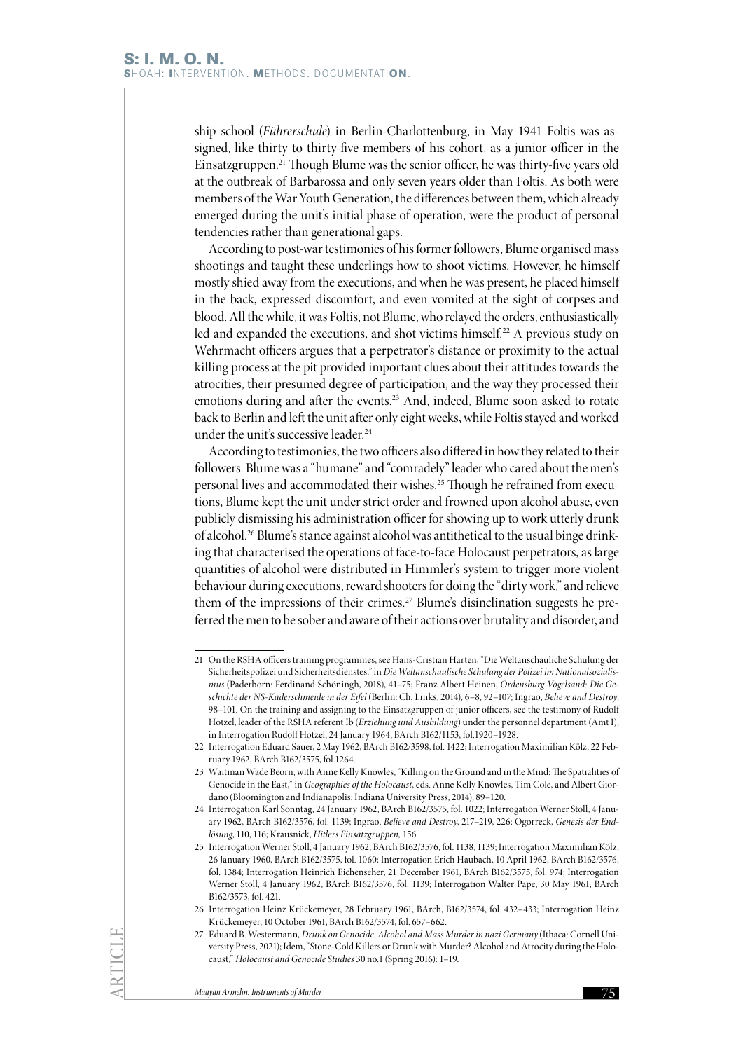ship school (*Führerschule*) in Berlin-Charlottenburg, in May 1941 Foltis was assigned, like thirty to thirty-five members of his cohort, as a junior officer in the Einsatzgruppen.[21] Though Blume was the senior officer, he was thirty-five years old at the outbreak of Barbarossa and only seven years older than Foltis. As both were members of the War Youth Generation, the differences between them, which already emerged during the unit's initial phase of operation, were the product of personal tendencies rather than generational gaps.

According to post-war testimonies of his former followers, Blume organised mass shootings and taught these underlings how to shoot victims. However, he himself mostly shied away from the executions, and when he was present, he placed himself in the back, expressed discomfort, and even vomited at the sight of corpses and blood. All the while, it was Foltis, not Blume, who relayed the orders, enthusiastically led and expanded the executions, and shot victims himself.[22] A previous study on Wehrmacht officers argues that a perpetrator's distance or proximity to the actual killing process at the pit provided important clues about their attitudes towards the atrocities, their presumed degree of participation, and the way they processed their emotions during and after the events.[23] And, indeed, Blume soon asked to rotate back to Berlin and left the unit after only eight weeks, while Foltis stayed and worked under the unit's successive leader.[24]

According to testimonies, the two officers also differed in how they related to their followers. Blume was a "humane" and "comradely" leader who cared about the men's personal lives and accommodated their wishes.[25] Though he refrained from executions, Blume kept the unit under strict order and frowned upon alcohol abuse, even publicly dismissing his administration officer for showing up to work utterly drunk of alcohol.[26] Blume's stance against alcohol was antithetical to the usual binge drinking that characterised the operations of face-to-face Holocaust perpetrators, as large quantities of alcohol were distributed in Himmler's system to trigger more violent behaviour during executions, reward shooters for doing the "dirty work," and relieve them of the impressions of their crimes.[27] Blume's disinclination suggests he preferred the men to be sober and aware of their actions over brutality and disorder, and

---

21 On the RSHA officers training programmes, see Hans-Cristian Harten, "Die Weltanschauliche Schulung der Sicherheitspolizei und Sicherheitsdienstes," in *Die Weltanschaulische Schulung der Polizei im Nationalsozialismus* (Paderborn: Ferdinand Schöningh, 2018), 41–75; Franz Albert Heinen, *Ordensburg Vogelsand: Die Geschichte der NS-Kaderschmeide in der Eifel* (Berlin: Ch. Links, 2014), 6–8, 92–107; Ingrao, *Believe and Destroy*, 98–101. On the training and assigning to the Einsatzgruppen of junior officers, see the testimony of Rudolf Hotzel, leader of the RSHA referent Ib (*Erziehung und Ausbildung*) under the personnel department (Amt I), in Interrogation Rudolf Hotzel, 24 January 1964, BArch B162/1153, fol.1920–1928.

22 Interrogation Eduard Sauer, 2 May 1962, BArch B162/3598, fol. 1422; Interrogation Maximilian Kölz, 22 February 1962, BArch B162/3575, fol.1264.

23 Waitman Wade Beorn, with Anne Kelly Knowles, "Killing on the Ground and in the Mind: The Spatialities of Genocide in the East," in *Geographies of the Holocaust*, eds. Anne Kelly Knowles, Tim Cole, and Albert Giordano (Bloomington and Indianapolis: Indiana University Press, 2014), 89–120.

24 Interrogation Karl Sonntag, 24 January 1962, BArch B162/3575, fol. 1022; Interrogation Werner Stoll, 4 January 1962, BArch B162/3576, fol. 1139; Ingrao, *Believe and Destroy*, 217–219, 226; Ogorreck, *Genesis der Endlösung*, 110, 116; Krausnick, *Hitlers Einsatzgruppen*, 156.

25 Interrogation Werner Stoll, 4 January 1962, BArch B162/3576, fol. 1138, 1139; Interrogation Maximilian Kölz, 26 January 1960, BArch B162/3575, fol. 1060; Interrogation Erich Haubach, 10 April 1962, BArch B162/3576, fol. 1384; Interrogation Heinrich Eichenseher, 21 December 1961, BArch B162/3575, fol. 974; Interrogation Werner Stoll, 4 January 1962, BArch B162/3576, fol. 1139; Interrogation Walter Pape, 30 May 1961, BArch B162/3573, fol. 421.

26 Interrogation Heinz Krückemeyer, 28 February 1961, BArch, B162/3574, fol. 432–433; Interrogation Heinz Krückemeyer, 10 October 1961, BArch B162/3574, fol. 657–662.

27 Eduard B. Westermann, *Drunk on Genocide: Alcohol and Mass Murder in nazi Germany* (Ithaca: Cornell University Press, 2021); Idem, "Stone-Cold Killers or Drunk with Murder? Alcohol and Atrocity during the Holocaust," *Holocaust and Genocide Studies* 30 no.1 (Spring 2016): 1–19.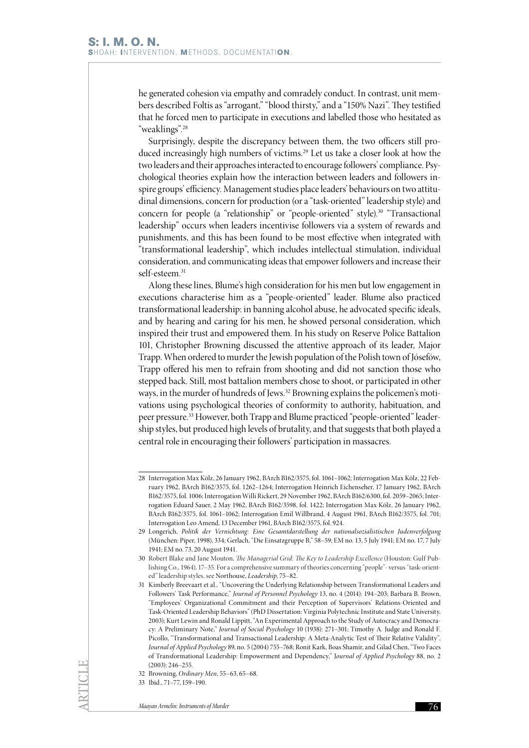he generated cohesion via empathy and comradely conduct. In contrast, unit members described Foltis as "arrogant," "blood thirsty," and a "150% Nazi". They testified that he forced men to participate in executions and labelled those who hesitated as "weaklings".[28]

Surprisingly, despite the discrepancy between them, the two officers still produced increasingly high numbers of victims.[29] Let us take a closer look at how the two leaders and their approaches interacted to encourage followers' compliance. Psychological theories explain how the interaction between leaders and followers inspire groups' efficiency. Management studies place leaders' behaviours on two attitudinal dimensions, concern for production (or a "task-oriented" leadership style) and concern for people (a "relationship" or "people-oriented" style).[30] "Transactional leadership" occurs when leaders incentivise followers via a system of rewards and punishments, and this has been found to be most effective when integrated with "transformational leadership", which includes intellectual stimulation, individual consideration, and communicating ideas that empower followers and increase their self-esteem.[31]

Along these lines, Blume's high consideration for his men but low engagement in executions characterise him as a "people-oriented" leader. Blume also practiced transformational leadership: in banning alcohol abuse, he advocated specific ideals, and by hearing and caring for his men, he showed personal consideration, which inspired their trust and empowered them. In his study on Reserve Police Battalion 101, Christopher Browning discussed the attentive approach of its leader, Major Trapp. When ordered to murder the Jewish population of the Polish town of Jósefów, Trapp offered his men to refrain from shooting and did not sanction those who stepped back. Still, most battalion members chose to shoot, or participated in other ways, in the murder of hundreds of Jews.[32] Browning explains the policemen's motivations using psychological theories of conformity to authority, habituation, and peer pressure.[33] However, both Trapp and Blume practiced "people-oriented" leadership styles, but produced high levels of brutality, and that suggests that both played a central role in encouraging their followers' participation in massacres.

---

28 Interrogation Max Kölz, 26 January 1962, BArch B162/3575, fol. 1061–1062; Interrogation Max Kölz, 22 February 1962, BArch B162/3575, fol. 1262–1264; Interrogation Heinrich Eichenseher, 17 January 1962, BArch B162/3575, fol. 1006; Interrogation Willi Rickert, 29 November 1962, BArch B162/6300, fol. 2059–2065; Interrogation Eduard Sauer, 2 May 1962, BArch B162/3598, fol. 1422; Interrogation Max Kölz, 26 January 1962, BArch B162/3575, fol. 1061–1062; Interrogation Emil Willbrand, 4 August 1961, BArch B162/3575, fol. 701; Interrogation Leo Amend, 13 December 1961, BArch B162/3575, fol. 924.

29 Longerich, *Politik der Vernichtung: Eine Gesamtdarstellung der nationalsozialistischen Judenverfolgung* (München: Piper, 1998), 334; Gerlach, "Die Einsatzgruppe B," 58–59; EM no. 13, 5 July 1941; EM no. 17, 7 July 1941; EM no. 73, 20 August 1941.

30 Robert Blake and Jane Mouton, *The Managerial Grid: The Key to Leadership Excellence* (Houston: Gulf Publishing Co., 1964), 17–35. For a comprehensive summary of theories concerning "people"- versus "task-oriented" leadership styles, see Northouse, *Leadership*, 75–82.

31 Kimberly Breevaart et al., "Uncovering the Underlying Relationship between Transformational Leaders and Followers' Task Performance," *Journal of Personnel Psychology* 13, no. 4 (2014): 194–203; Barbara B. Brown, "Employees' Organizational Commitment and their Perception of Supervisors' Relations-Oriented and Task-Oriented Leadership Behaviors" (PhD Dissertation: Virginia Polytechnic Institute and State University, 2003); Kurt Lewin and Ronald Lippitt, "An Experimental Approach to the Study of Autocracy and Democracy: A Preliminary Note," *Journal of Social Psychology* 10 (1938): 271–301; Timothy A. Judge and Ronald F. Picollo, "Transformational and Transactional Leadership: A Meta-Analytic Test of Their Relative Validity", *Journal of Applied Psychology* 89, no. 5 (2004) 755–768; Ronit Kark, Boas Shamir, and Gilad Chen, "Two Faces of Transformational Leadership: Empowerment and Dependency," *Journal of Applied Psychology* 88, no. 2 (2003): 246–255.

32 Browning, *Ordinary Men*, 55–63, 65–68.

33 Ibid., 71–77, 159–190.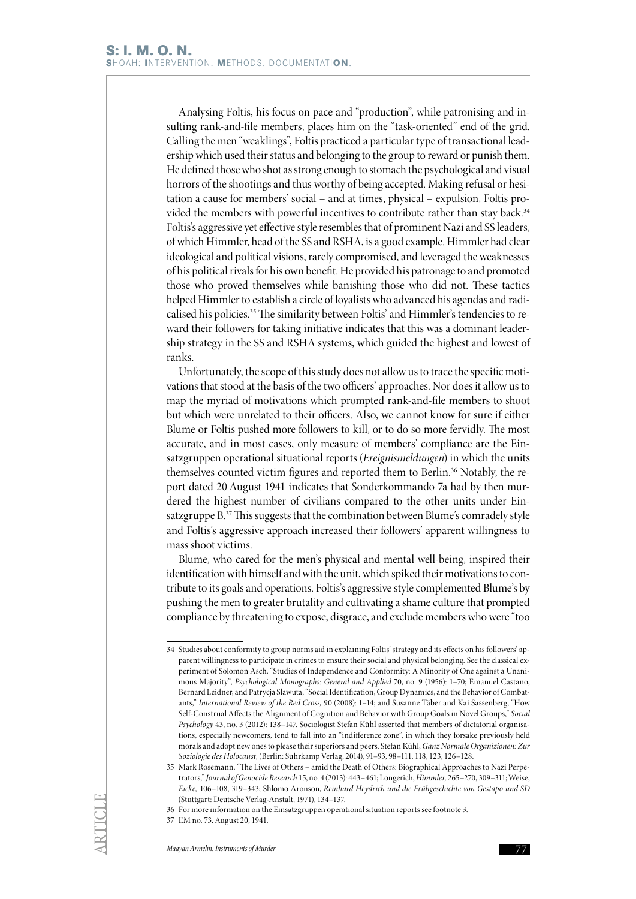Analysing Foltis, his focus on pace and "production", while patronising and insulting rank-and-file members, places him on the "task-oriented" end of the grid. Calling the men "weaklings", Foltis practiced a particular type of transactional leadership which used their status and belonging to the group to reward or punish them. He defined those who shot as strong enough to stomach the psychological and visual horrors of the shootings and thus worthy of being accepted. Making refusal or hesitation a cause for members' social – and at times, physical – expulsion, Foltis provided the members with powerful incentives to contribute rather than stay back.[34] Foltis's aggressive yet effective style resembles that of prominent Nazi and SS leaders, of which Himmler, head of the SS and RSHA, is a good example. Himmler had clear ideological and political visions, rarely compromised, and leveraged the weaknesses of his political rivals for his own benefit. He provided his patronage to and promoted those who proved themselves while banishing those who did not. These tactics helped Himmler to establish a circle of loyalists who advanced his agendas and radicalised his policies.[35] The similarity between Foltis' and Himmler's tendencies to reward their followers for taking initiative indicates that this was a dominant leadership strategy in the SS and RSHA systems, which guided the highest and lowest of ranks.

Unfortunately, the scope of this study does not allow us to trace the specific motivations that stood at the basis of the two officers' approaches. Nor does it allow us to map the myriad of motivations which prompted rank-and-file members to shoot but which were unrelated to their officers. Also, we cannot know for sure if either Blume or Foltis pushed more followers to kill, or to do so more fervidly. The most accurate, and in most cases, only measure of members' compliance are the Einsatzgruppen operational situational reports (*Ereignismeldungen*) in which the units themselves counted victim figures and reported them to Berlin.[36] Notably, the report dated 20 August 1941 indicates that Sonderkommando 7a had by then murdered the highest number of civilians compared to the other units under Einsatzgruppe B.[37] This suggests that the combination between Blume's comradely style and Foltis's aggressive approach increased their followers' apparent willingness to mass shoot victims.

Blume, who cared for the men's physical and mental well-being, inspired their identification with himself and with the unit, which spiked their motivations to contribute to its goals and operations. Foltis's aggressive style complemented Blume's by pushing the men to greater brutality and cultivating a shame culture that prompted compliance by threatening to expose, disgrace, and exclude members who were "too

---

34 Studies about conformity to group norms aid in explaining Foltis' strategy and its effects on his followers' apparent willingness to participate in crimes to ensure their social and physical belonging. See the classical experiment of Solomon Asch, "Studies of Independence and Conformity: A Minority of One against a Unanimous Majority", *Psychological Monographs: General and Applied* 70, no. 9 (1956): 1–70; Emanuel Castano, Bernard Leidner, and Patrycja Slawuta, "Social Identification, Group Dynamics, and the Behavior of Combatants," *International Review of the Red Cross,* 90 (2008): 1–14; and Susanne Täber and Kai Sassenberg, "How Self-Construal Affects the Alignment of Cognition and Behavior with Group Goals in Novel Groups," *Social Psychology* 43, no. 3 (2012): 138–147. Sociologist Stefan Kühl asserted that members of dictatorial organisations, especially newcomers, tend to fall into an "indifference zone", in which they forsake previously held morals and adopt new ones to please their superiors and peers. Stefan Kühl, *Ganz Normale Organizionen: Zur Soziologie des Holocaust*, (Berlin: Suhrkamp Verlag, 2014), 91–93, 98–111, 118, 123, 126–128.

35 Mark Rosemann, "The Lives of Others – amid the Death of Others: Biographical Approaches to Nazi Perpetrators," *Journal of Genocide Research* 15, no. 4 (2013): 443–461; Longerich, *Himmler,* 265–270, 309–311; Weise, *Eicke,* 106–108, 319–343; Shlomo Aronson, *Reinhard Heydrich und die Frühgeschichte von Gestapo und SD* (Stuttgart: Deutsche Verlag-Anstalt, 1971), 134–137.

36 For more information on the Einsatzgruppen operational situation reports see footnote 3.

37 EM no. 73. August 20, 1941.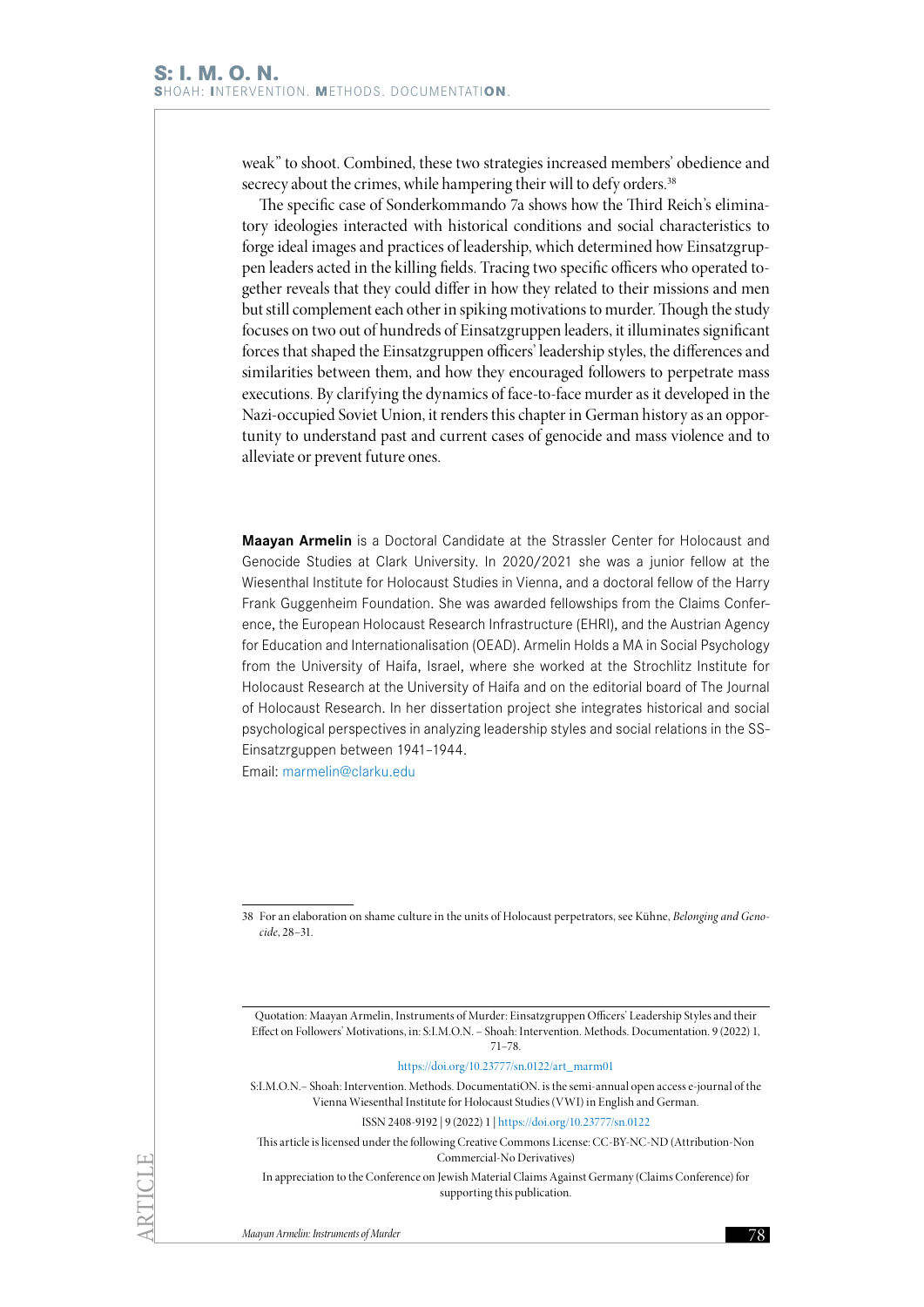weak" to shoot. Combined, these two strategies increased members' obedience and secrecy about the crimes, while hampering their will to defy orders.[38]

The specific case of Sonderkommando 7a shows how the Third Reich's eliminatory ideologies interacted with historical conditions and social characteristics to forge ideal images and practices of leadership, which determined how Einsatzgruppen leaders acted in the killing fields. Tracing two specific officers who operated together reveals that they could differ in how they related to their missions and men but still complement each other in spiking motivations to murder. Though the study focuses on two out of hundreds of Einsatzgruppen leaders, it illuminates significant forces that shaped the Einsatzgruppen officers' leadership styles, the differences and similarities between them, and how they encouraged followers to perpetrate mass executions. By clarifying the dynamics of face-to-face murder as it developed in the Nazi-occupied Soviet Union, it renders this chapter in German history as an opportunity to understand past and current cases of genocide and mass violence and to alleviate or prevent future ones.

**Maayan Armelin** is a Doctoral Candidate at the Strassler Center for Holocaust and Genocide Studies at Clark University. In 2020/2021 she was a junior fellow at the Wiesenthal Institute for Holocaust Studies in Vienna, and a doctoral fellow of the Harry Frank Guggenheim Foundation. She was awarded fellowships from the Claims Conference, the European Holocaust Research Infrastructure (EHRI), and the Austrian Agency for Education and Internationalisation (OEAD). Armelin Holds a MA in Social Psychology from the University of Haifa, Israel, where she worked at the Strochlitz Institute for Holocaust Research at the University of Haifa and on the editorial board of The Journal of Holocaust Research. In her dissertation project she integrates historical and social psychological perspectives in analyzing leadership styles and social relations in the SS-Einsatzrgruppen between 1941–1944.
Email: marmelin@clarku.edu

38 For an elaboration on shame culture in the units of Holocaust perpetrators, see Kühne, *Belonging and Genocide*, 28–31.

Quotation: Maayan Armelin, Instruments of Murder: Einsatzgruppen Officers' Leadership Styles and their Effect on Followers' Motivations, in: S:I.M.O.N. – Shoah: Intervention. Methods. Documentation. 9 (2022) 1, 71–78.

https://doi.org/10.23777/sn.0122/art_marm01

S:I.M.O.N.– Shoah: Intervention. Methods. DocumentatiON. is the semi-annual open access e-journal of the Vienna Wiesenthal Institute for Holocaust Studies (VWI) in English and German.

ISSN 2408-9192 | 9 (2022) 1 | https://doi.org/10.23777/sn.0122

This article is licensed under the following Creative Commons License: CC-BY-NC-ND (Attribution-Non Commercial-No Derivatives)

In appreciation to the Conference on Jewish Material Claims Against Germany (Claims Conference) for supporting this publication.